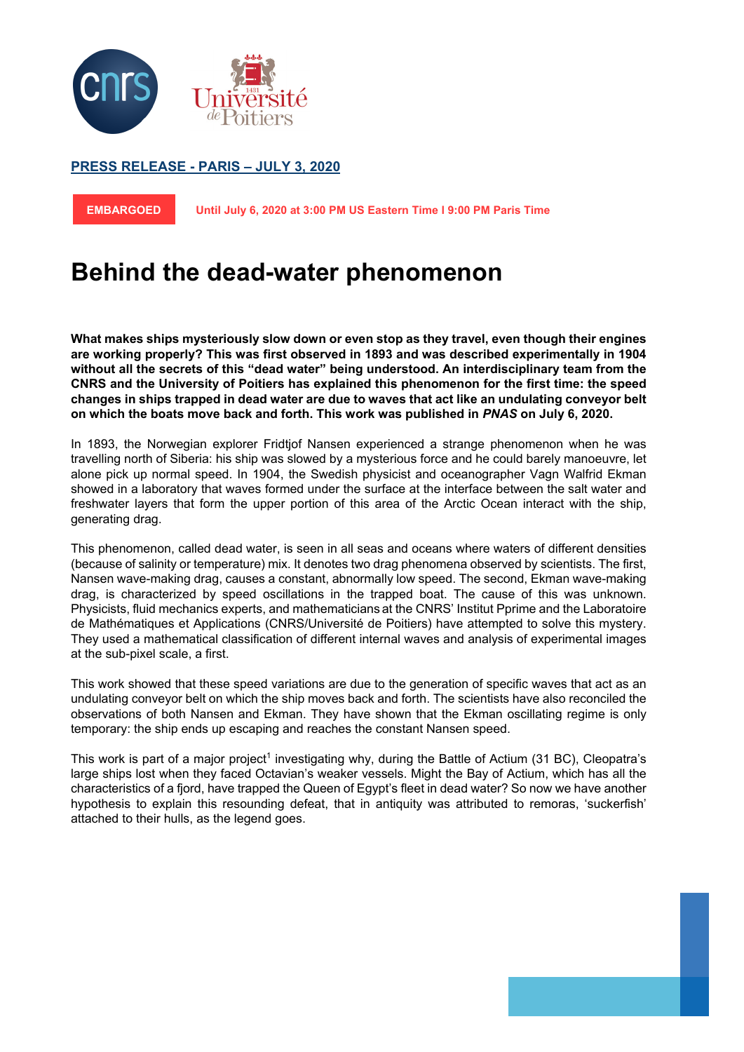**PRESS RELEASE - PARIS – JULY 3, 2020**

**EMBARGOED** **Until July 6, 2020 at 3:00 PM US Eastern Time I 9:00 PM Paris Time**

# Behind the dead-water phenomenon

**What makes ships mysteriously slow down or even stop as they travel, even though their engines are working properly? This was first observed in 1893 and was described experimentally in 1904 without all the secrets of this "dead water" being understood. An interdisciplinary team from the CNRS and the University of Poitiers has explained this phenomenon for the first time: the speed changes in ships trapped in dead water are due to waves that act like an undulating conveyor belt on which the boats move back and forth. This work was published in *PNAS* on July 6, 2020.**

In 1893, the Norwegian explorer Fridtjof Nansen experienced a strange phenomenon when he was travelling north of Siberia: his ship was slowed by a mysterious force and he could barely manoeuvre, let alone pick up normal speed. In 1904, the Swedish physicist and oceanographer Vagn Walfrid Ekman showed in a laboratory that waves formed under the surface at the interface between the salt water and freshwater layers that form the upper portion of this area of the Arctic Ocean interact with the ship, generating drag.

This phenomenon, called dead water, is seen in all seas and oceans where waters of different densities (because of salinity or temperature) mix. It denotes two drag phenomena observed by scientists. The first, Nansen wave-making drag, causes a constant, abnormally low speed. The second, Ekman wave-making drag, is characterized by speed oscillations in the trapped boat. The cause of this was unknown. Physicists, fluid mechanics experts, and mathematicians at the CNRS' Institut Pprime and the Laboratoire de Mathématiques et Applications (CNRS/Université de Poitiers) have attempted to solve this mystery. They used a mathematical classification of different internal waves and analysis of experimental images at the sub-pixel scale, a first.

This work showed that these speed variations are due to the generation of specific waves that act as an undulating conveyor belt on which the ship moves back and forth. The scientists have also reconciled the observations of both Nansen and Ekman. They have shown that the Ekman oscillating regime is only temporary: the ship ends up escaping and reaches the constant Nansen speed.

This work is part of a major project[1] investigating why, during the Battle of Actium (31 BC), Cleopatra's large ships lost when they faced Octavian's weaker vessels. Might the Bay of Actium, which has all the characteristics of a fjord, have trapped the Queen of Egypt's fleet in dead water? So now we have another hypothesis to explain this resounding defeat, that in antiquity was attributed to remoras, 'suckerfish' attached to their hulls, as the legend goes.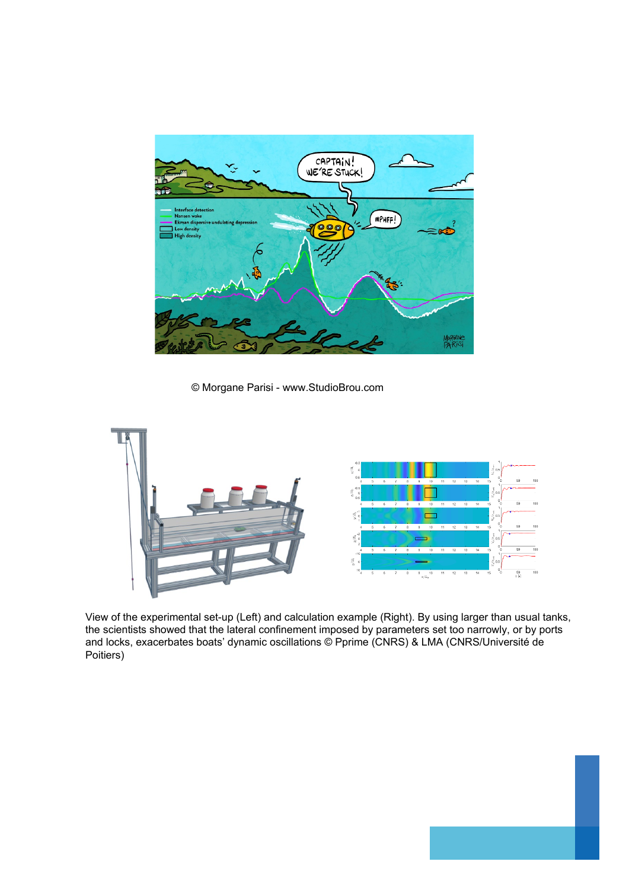© Morgane Parisi - www.StudioBrou.com

View of the experimental set-up (Left) and calculation example (Right). By using larger than usual tanks, the scientists showed that the lateral confinement imposed by parameters set too narrowly, or by ports and locks, exacerbates boats' dynamic oscillations © Pprime (CNRS) & LMA (CNRS/Université de Poitiers)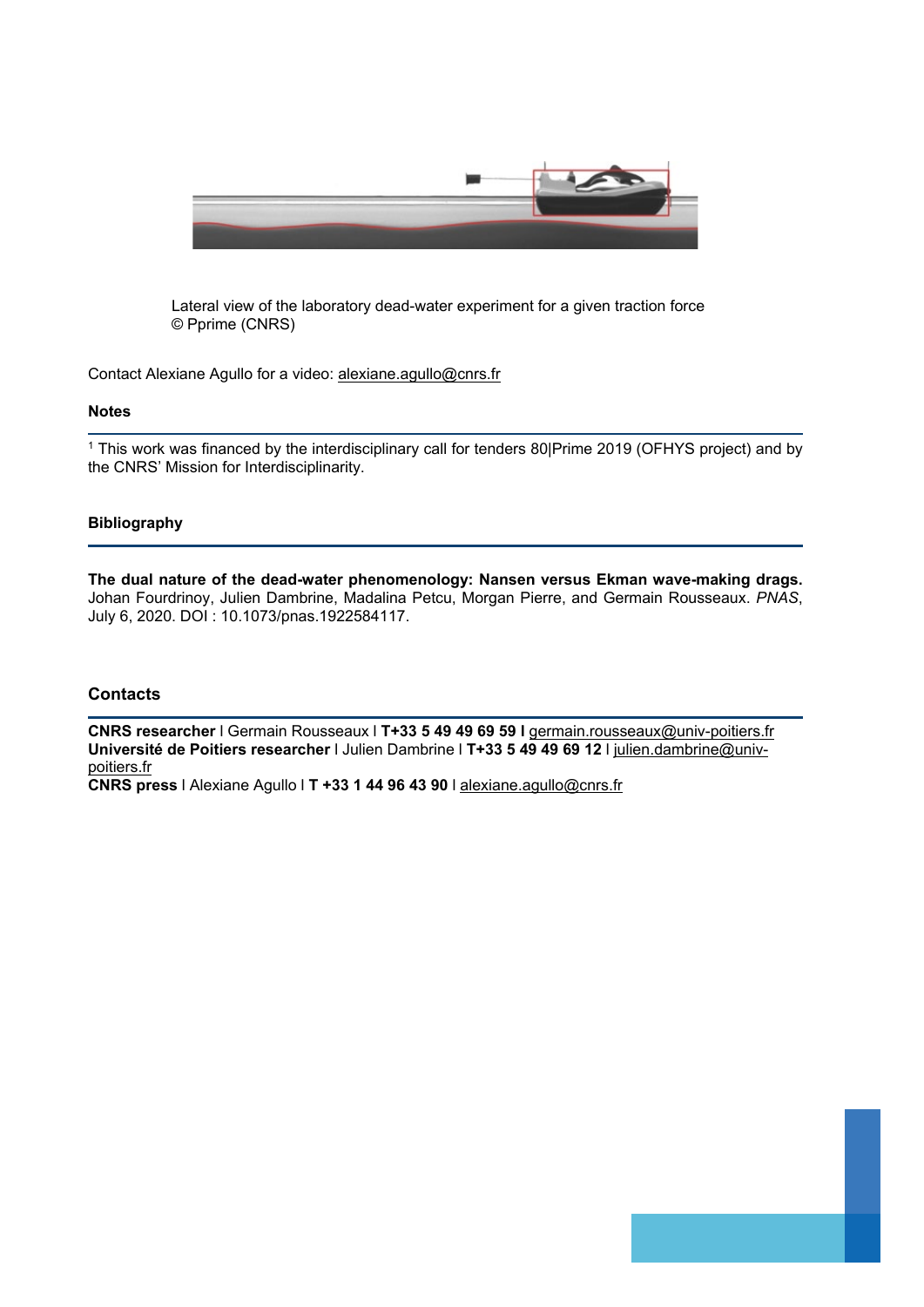Lateral view of the laboratory dead-water experiment for a given traction force
© Pprime (CNRS)

Contact Alexiane Agullo for a video: alexiane.agullo@cnrs.fr

## Notes

[1] This work was financed by the interdisciplinary call for tenders 80|Prime 2019 (OFHYS project) and by the CNRS' Mission for Interdisciplinarity.

## Bibliography

**The dual nature of the dead-water phenomenology: Nansen versus Ekman wave-making drags.** Johan Fourdrinoy, Julien Dambrine, Madalina Petcu, Morgan Pierre, and Germain Rousseaux. *PNAS*, July 6, 2020. DOI : 10.1073/pnas.1922584117.

## Contacts

**CNRS researcher** I Germain Rousseaux I **T+33 5 49 49 69 59 I** germain.rousseaux@univ-poitiers.fr
**Université de Poitiers researcher** I Julien Dambrine I **T+33 5 49 49 69 12** I julien.dambrine@univ-poitiers.fr
**CNRS press** I Alexiane Agullo I **T +33 1 44 96 43 90** I alexiane.agullo@cnrs.fr